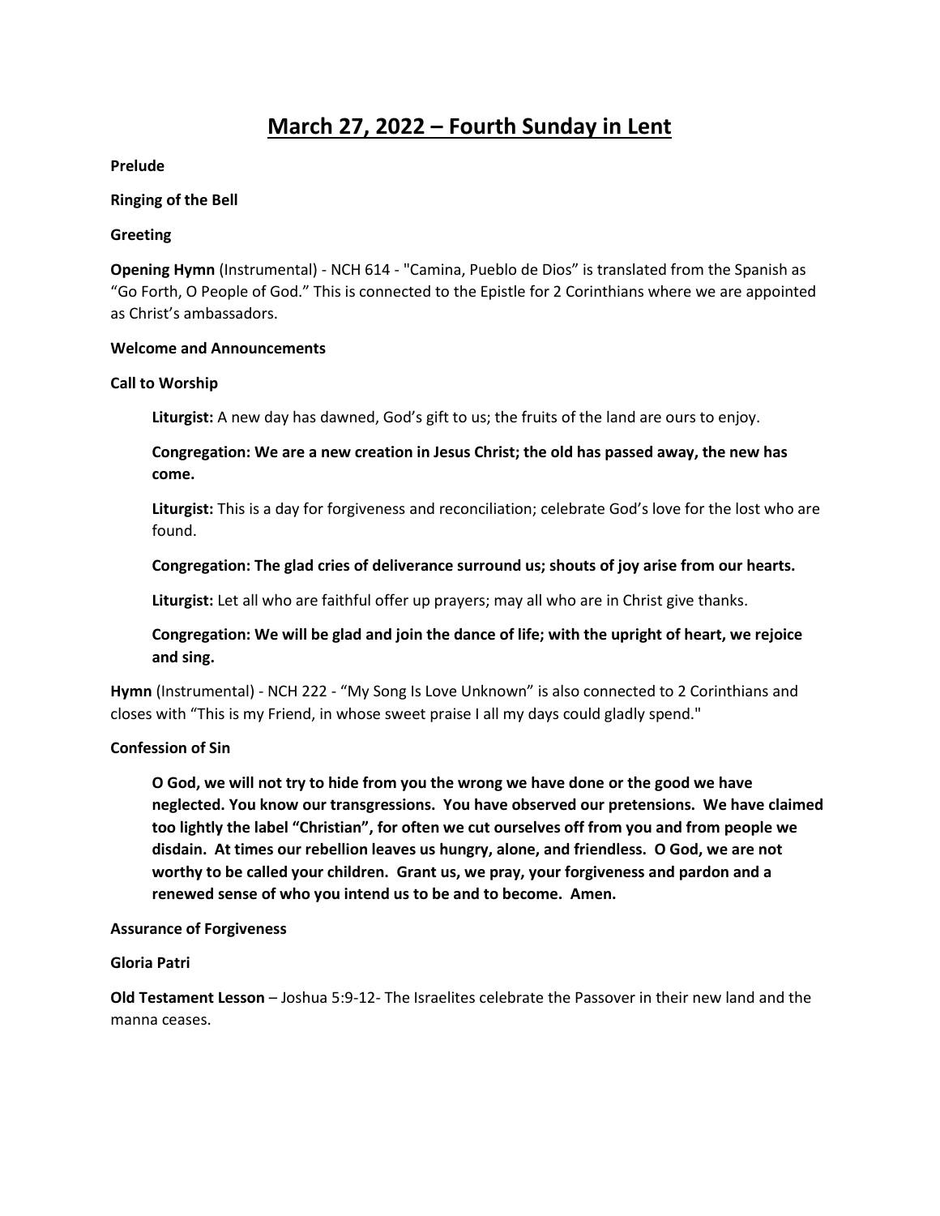# March 27, 2022 – Fourth Sunday in Lent

**Prelude**

**Ringing of the Bell**

**Greeting**

**Opening Hymn** (Instrumental) - NCH 614 - "Camina, Pueblo de Dios" is translated from the Spanish as "Go Forth, O People of God." This is connected to the Epistle for 2 Corinthians where we are appointed as Christ's ambassadors.

**Welcome and Announcements**

**Call to Worship**

> **Liturgist:** A new day has dawned, God's gift to us; the fruits of the land are ours to enjoy.
>
> **Congregation: We are a new creation in Jesus Christ; the old has passed away, the new has come.**
>
> **Liturgist:** This is a day for forgiveness and reconciliation; celebrate God's love for the lost who are found.
>
> **Congregation: The glad cries of deliverance surround us; shouts of joy arise from our hearts.**
>
> **Liturgist:** Let all who are faithful offer up prayers; may all who are in Christ give thanks.
>
> **Congregation: We will be glad and join the dance of life; with the upright of heart, we rejoice and sing.**

**Hymn** (Instrumental) - NCH 222 - "My Song Is Love Unknown" is also connected to 2 Corinthians and closes with "This is my Friend, in whose sweet praise I all my days could gladly spend."

**Confession of Sin**

> **O God, we will not try to hide from you the wrong we have done or the good we have neglected. You know our transgressions. You have observed our pretensions. We have claimed too lightly the label "Christian", for often we cut ourselves off from you and from people we disdain. At times our rebellion leaves us hungry, alone, and friendless. O God, we are not worthy to be called your children. Grant us, we pray, your forgiveness and pardon and a renewed sense of who you intend us to be and to become. Amen.**

**Assurance of Forgiveness**

**Gloria Patri**

**Old Testament Lesson** – Joshua 5:9-12- The Israelites celebrate the Passover in their new land and the manna ceases.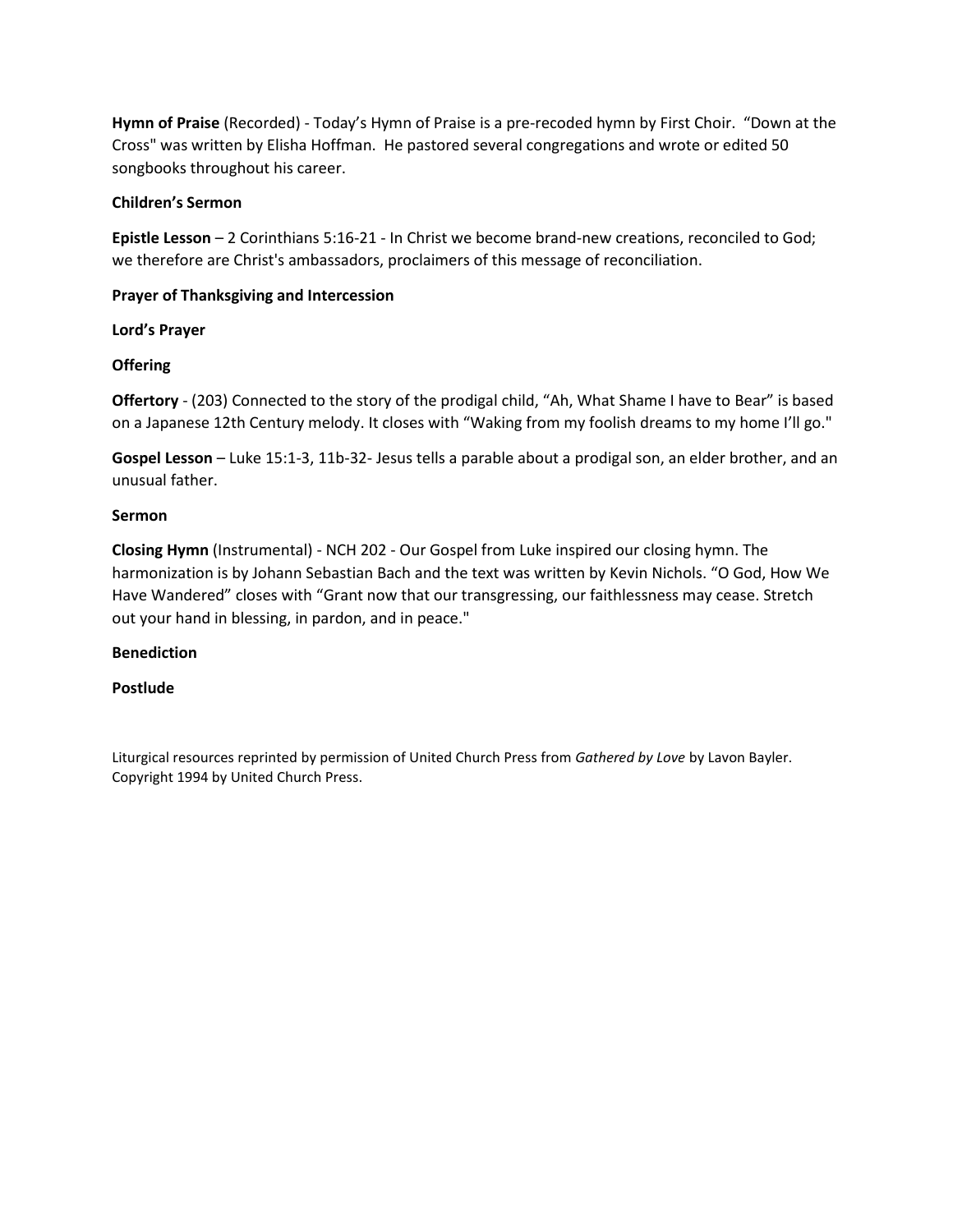**Hymn of Praise** (Recorded) - Today's Hymn of Praise is a pre-recoded hymn by First Choir. "Down at the Cross" was written by Elisha Hoffman. He pastored several congregations and wrote or edited 50 songbooks throughout his career.

**Children's Sermon**

**Epistle Lesson** – 2 Corinthians 5:16-21 - In Christ we become brand-new creations, reconciled to God; we therefore are Christ's ambassadors, proclaimers of this message of reconciliation.

**Prayer of Thanksgiving and Intercession**

**Lord's Prayer**

**Offering**

**Offertory** - (203) Connected to the story of the prodigal child, "Ah, What Shame I have to Bear" is based on a Japanese 12th Century melody. It closes with "Waking from my foolish dreams to my home I'll go."

**Gospel Lesson** – Luke 15:1-3, 11b-32- Jesus tells a parable about a prodigal son, an elder brother, and an unusual father.

**Sermon**

**Closing Hymn** (Instrumental) - NCH 202 - Our Gospel from Luke inspired our closing hymn. The harmonization is by Johann Sebastian Bach and the text was written by Kevin Nichols. "O God, How We Have Wandered" closes with "Grant now that our transgressing, our faithlessness may cease. Stretch out your hand in blessing, in pardon, and in peace."

**Benediction**

**Postlude**

Liturgical resources reprinted by permission of United Church Press from *Gathered by Love* by Lavon Bayler. Copyright 1994 by United Church Press.